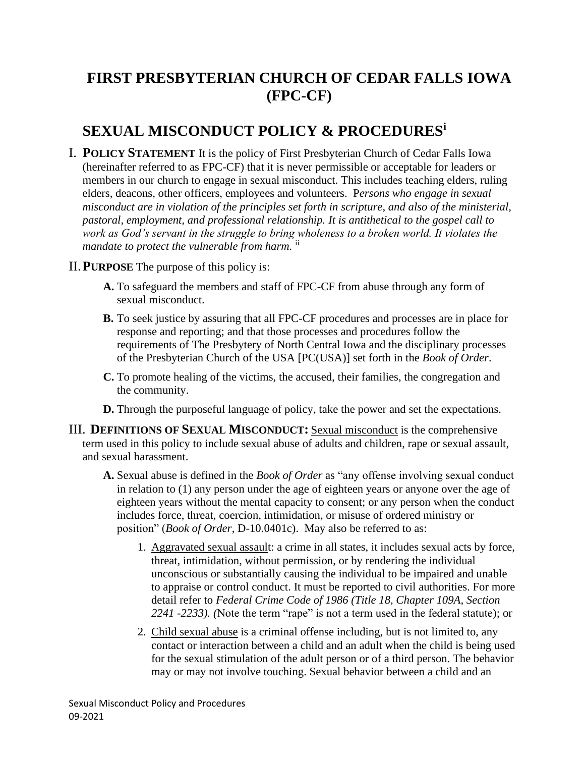# FIRST PRESBYTERIAN CHURCH OF CEDAR FALLS IOWA (FPC-CF)

## SEXUAL MISCONDUCT POLICY & PROCEDURES[i]

I. **POLICY STATEMENT** It is the policy of First Presbyterian Church of Cedar Falls Iowa (hereinafter referred to as FPC-CF) that it is never permissible or acceptable for leaders or members in our church to engage in sexual misconduct. This includes teaching elders, ruling elders, deacons, other officers, employees and volunteers. P*ersons who engage in sexual misconduct are in violation of the principles set forth in scripture, and also of the ministerial, pastoral, employment, and professional relationship. It is antithetical to the gospel call to work as God's servant in the struggle to bring wholeness to a broken world. It violates the mandate to protect the vulnerable from harm.* [ii]

II. **PURPOSE** The purpose of this policy is:

- **A.** To safeguard the members and staff of FPC-CF from abuse through any form of sexual misconduct.
- **B.** To seek justice by assuring that all FPC-CF procedures and processes are in place for response and reporting; and that those processes and procedures follow the requirements of The Presbytery of North Central Iowa and the disciplinary processes of the Presbyterian Church of the USA [PC(USA)] set forth in the *Book of Order*.
- **C.** To promote healing of the victims, the accused, their families, the congregation and the community.
- **D.** Through the purposeful language of policy, take the power and set the expectations.

III. **DEFINITIONS OF SEXUAL MISCONDUCT:** Sexual misconduct is the comprehensive term used in this policy to include sexual abuse of adults and children, rape or sexual assault, and sexual harassment.

- **A.** Sexual abuse is defined in the *Book of Order* as "any offense involving sexual conduct in relation to (1) any person under the age of eighteen years or anyone over the age of eighteen years without the mental capacity to consent; or any person when the conduct includes force, threat, coercion, intimidation, or misuse of ordered ministry or position" (*Book of Order*, D-10.0401c). May also be referred to as:
  1. Aggravated sexual assault: a crime in all states, it includes sexual acts by force, threat, intimidation, without permission, or by rendering the individual unconscious or substantially causing the individual to be impaired and unable to appraise or control conduct. It must be reported to civil authorities. For more detail refer to *Federal Crime Code of 1986 (Title 18, Chapter 109A, Section 2241 -2233). (*Note the term "rape" is not a term used in the federal statute); or
  2. Child sexual abuse is a criminal offense including, but is not limited to, any contact or interaction between a child and an adult when the child is being used for the sexual stimulation of the adult person or of a third person. The behavior may or may not involve touching. Sexual behavior between a child and an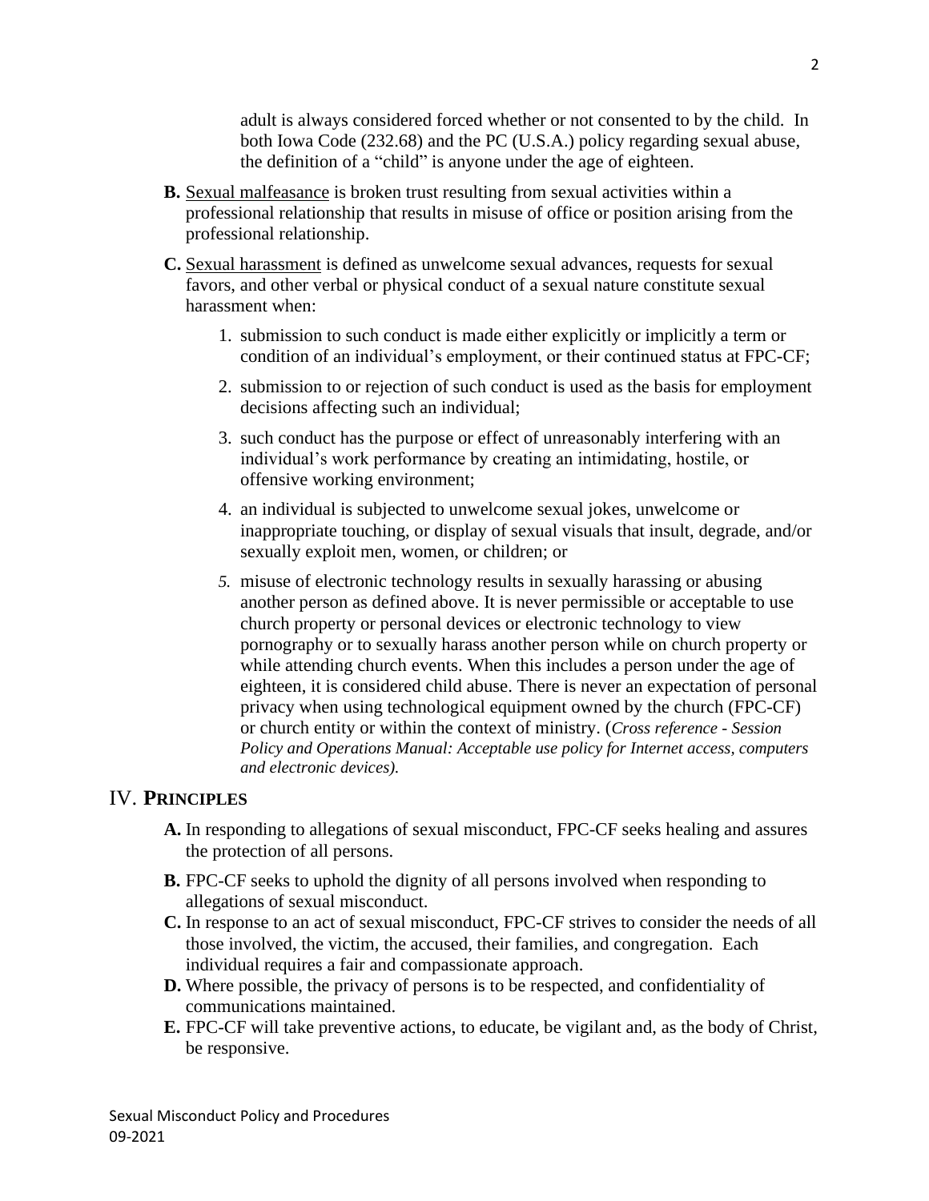adult is always considered forced whether or not consented to by the child. In both Iowa Code (232.68) and the PC (U.S.A.) policy regarding sexual abuse, the definition of a "child" is anyone under the age of eighteen.

**B.** Sexual malfeasance is broken trust resulting from sexual activities within a professional relationship that results in misuse of office or position arising from the professional relationship.

**C.** Sexual harassment is defined as unwelcome sexual advances, requests for sexual favors, and other verbal or physical conduct of a sexual nature constitute sexual harassment when:

1. submission to such conduct is made either explicitly or implicitly a term or condition of an individual's employment, or their continued status at FPC-CF;
2. submission to or rejection of such conduct is used as the basis for employment decisions affecting such an individual;
3. such conduct has the purpose or effect of unreasonably interfering with an individual's work performance by creating an intimidating, hostile, or offensive working environment;
4. an individual is subjected to unwelcome sexual jokes, unwelcome or inappropriate touching, or display of sexual visuals that insult, degrade, and/or sexually exploit men, women, or children; or
5. misuse of electronic technology results in sexually harassing or abusing another person as defined above. It is never permissible or acceptable to use church property or personal devices or electronic technology to view pornography or to sexually harass another person while on church property or while attending church events. When this includes a person under the age of eighteen, it is considered child abuse. There is never an expectation of personal privacy when using technological equipment owned by the church (FPC-CF) or church entity or within the context of ministry. (*Cross reference - Session Policy and Operations Manual: Acceptable use policy for Internet access, computers and electronic devices).*

## IV. PRINCIPLES

**A.** In responding to allegations of sexual misconduct, FPC-CF seeks healing and assures the protection of all persons.

**B.** FPC-CF seeks to uphold the dignity of all persons involved when responding to allegations of sexual misconduct.

**C.** In response to an act of sexual misconduct, FPC-CF strives to consider the needs of all those involved, the victim, the accused, their families, and congregation. Each individual requires a fair and compassionate approach.

**D.** Where possible, the privacy of persons is to be respected, and confidentiality of communications maintained.

**E.** FPC-CF will take preventive actions, to educate, be vigilant and, as the body of Christ, be responsive.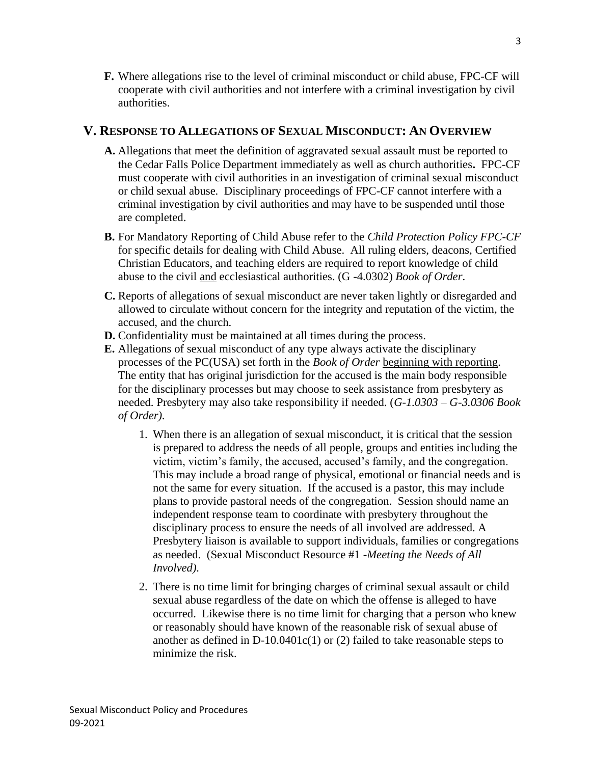**F.** Where allegations rise to the level of criminal misconduct or child abuse, FPC-CF will cooperate with civil authorities and not interfere with a criminal investigation by civil authorities.

## V. RESPONSE TO ALLEGATIONS OF SEXUAL MISCONDUCT: AN OVERVIEW

**A.** Allegations that meet the definition of aggravated sexual assault must be reported to the Cedar Falls Police Department immediately as well as church authorities**.** FPC-CF must cooperate with civil authorities in an investigation of criminal sexual misconduct or child sexual abuse. Disciplinary proceedings of FPC-CF cannot interfere with a criminal investigation by civil authorities and may have to be suspended until those are completed.

**B.** For Mandatory Reporting of Child Abuse refer to the *Child Protection Policy FPC-CF* for specific details for dealing with Child Abuse. All ruling elders, deacons, Certified Christian Educators, and teaching elders are required to report knowledge of child abuse to the civil <u>and</u> ecclesiastical authorities. (G -4.0302) *Book of Order*.

**C.** Reports of allegations of sexual misconduct are never taken lightly or disregarded and allowed to circulate without concern for the integrity and reputation of the victim, the accused, and the church.

**D.** Confidentiality must be maintained at all times during the process.

**E.** Allegations of sexual misconduct of any type always activate the disciplinary processes of the PC(USA) set forth in the *Book of Order* <u>beginning with reporting</u>. The entity that has original jurisdiction for the accused is the main body responsible for the disciplinary processes but may choose to seek assistance from presbytery as needed. Presbytery may also take responsibility if needed. (*G-1.0303 – G-3.0306 Book of Order).*

1. When there is an allegation of sexual misconduct, it is critical that the session is prepared to address the needs of all people, groups and entities including the victim, victim's family, the accused, accused's family, and the congregation. This may include a broad range of physical, emotional or financial needs and is not the same for every situation. If the accused is a pastor, this may include plans to provide pastoral needs of the congregation. Session should name an independent response team to coordinate with presbytery throughout the disciplinary process to ensure the needs of all involved are addressed. A Presbytery liaison is available to support individuals, families or congregations as needed. (Sexual Misconduct Resource #1 -*Meeting the Needs of All Involved).*

2. There is no time limit for bringing charges of criminal sexual assault or child sexual abuse regardless of the date on which the offense is alleged to have occurred. Likewise there is no time limit for charging that a person who knew or reasonably should have known of the reasonable risk of sexual abuse of another as defined in D-10.0401c(1) or (2) failed to take reasonable steps to minimize the risk.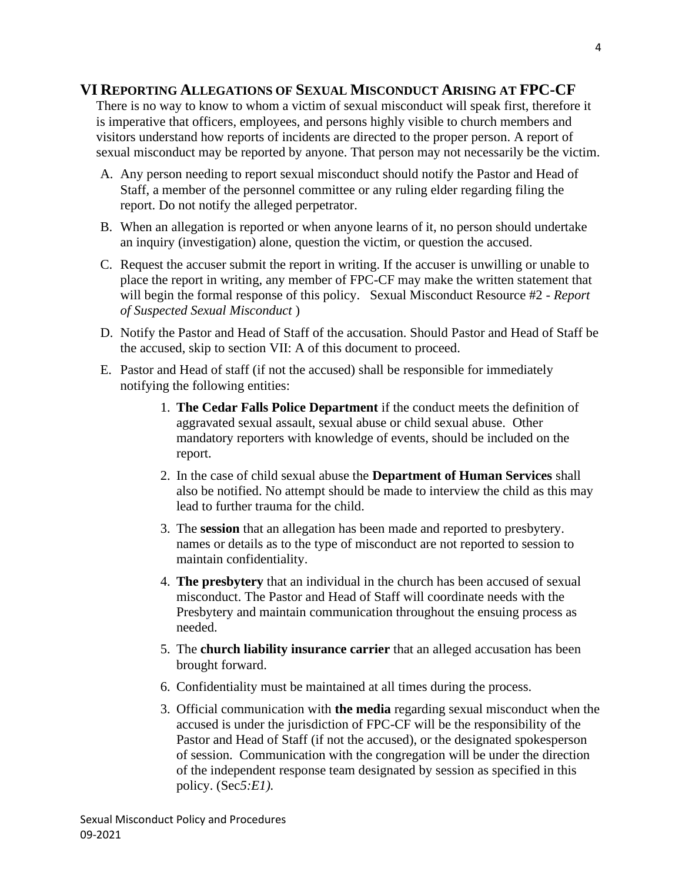## VI Reporting Allegations of Sexual Misconduct Arising at FPC-CF

There is no way to know to whom a victim of sexual misconduct will speak first, therefore it is imperative that officers, employees, and persons highly visible to church members and visitors understand how reports of incidents are directed to the proper person. A report of sexual misconduct may be reported by anyone. That person may not necessarily be the victim.

A. Any person needing to report sexual misconduct should notify the Pastor and Head of Staff, a member of the personnel committee or any ruling elder regarding filing the report. Do not notify the alleged perpetrator.

B. When an allegation is reported or when anyone learns of it, no person should undertake an inquiry (investigation) alone, question the victim, or question the accused.

C. Request the accuser submit the report in writing. If the accuser is unwilling or unable to place the report in writing, any member of FPC-CF may make the written statement that will begin the formal response of this policy. Sexual Misconduct Resource #2 - *Report of Suspected Sexual Misconduct* )

D. Notify the Pastor and Head of Staff of the accusation. Should Pastor and Head of Staff be the accused, skip to section VII: A of this document to proceed.

E. Pastor and Head of staff (if not the accused) shall be responsible for immediately notifying the following entities:

1. **The Cedar Falls Police Department** if the conduct meets the definition of aggravated sexual assault, sexual abuse or child sexual abuse. Other mandatory reporters with knowledge of events, should be included on the report.
2. In the case of child sexual abuse the **Department of Human Services** shall also be notified. No attempt should be made to interview the child as this may lead to further trauma for the child.
3. The **session** that an allegation has been made and reported to presbytery. names or details as to the type of misconduct are not reported to session to maintain confidentiality.
4. **The presbytery** that an individual in the church has been accused of sexual misconduct. The Pastor and Head of Staff will coordinate needs with the Presbytery and maintain communication throughout the ensuing process as needed.
5. The **church liability insurance carrier** that an alleged accusation has been brought forward.
6. Confidentiality must be maintained at all times during the process.
3. Official communication with **the media** regarding sexual misconduct when the accused is under the jurisdiction of FPC-CF will be the responsibility of the Pastor and Head of Staff (if not the accused), or the designated spokesperson of session. Communication with the congregation will be under the direction of the independent response team designated by session as specified in this policy. (Sec*5:E1).*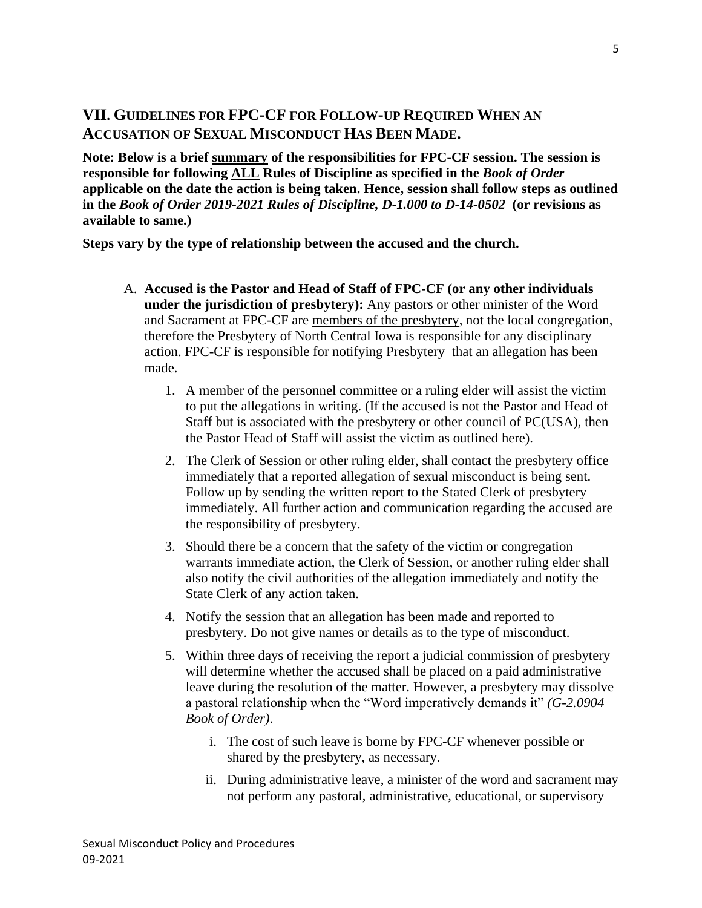## VII. Guidelines for FPC-CF for Follow-up Required When an Accusation of Sexual Misconduct Has Been Made.

**Note: Below is a brief summary of the responsibilities for FPC-CF session. The session is responsible for following ALL Rules of Discipline as specified in the *Book of Order* applicable on the date the action is being taken. Hence, session shall follow steps as outlined in the *Book of Order 2019-2021 Rules of Discipline, D-1.000 to D-14-0502* (or revisions as available to same.)**

**Steps vary by the type of relationship between the accused and the church.**

A. **Accused is the Pastor and Head of Staff of FPC-CF (or any other individuals under the jurisdiction of presbytery):** Any pastors or other minister of the Word and Sacrament at FPC-CF are members of the presbytery, not the local congregation, therefore the Presbytery of North Central Iowa is responsible for any disciplinary action. FPC-CF is responsible for notifying Presbytery that an allegation has been made.

   1. A member of the personnel committee or a ruling elder will assist the victim to put the allegations in writing. (If the accused is not the Pastor and Head of Staff but is associated with the presbytery or other council of PC(USA), then the Pastor Head of Staff will assist the victim as outlined here).
   2. The Clerk of Session or other ruling elder, shall contact the presbytery office immediately that a reported allegation of sexual misconduct is being sent. Follow up by sending the written report to the Stated Clerk of presbytery immediately. All further action and communication regarding the accused are the responsibility of presbytery.
   3. Should there be a concern that the safety of the victim or congregation warrants immediate action, the Clerk of Session, or another ruling elder shall also notify the civil authorities of the allegation immediately and notify the State Clerk of any action taken.
   4. Notify the session that an allegation has been made and reported to presbytery. Do not give names or details as to the type of misconduct.
   5. Within three days of receiving the report a judicial commission of presbytery will determine whether the accused shall be placed on a paid administrative leave during the resolution of the matter. However, a presbytery may dissolve a pastoral relationship when the "Word imperatively demands it" *(G-2.0904 Book of Order)*.
      i. The cost of such leave is borne by FPC-CF whenever possible or shared by the presbytery, as necessary.
      ii. During administrative leave, a minister of the word and sacrament may not perform any pastoral, administrative, educational, or supervisory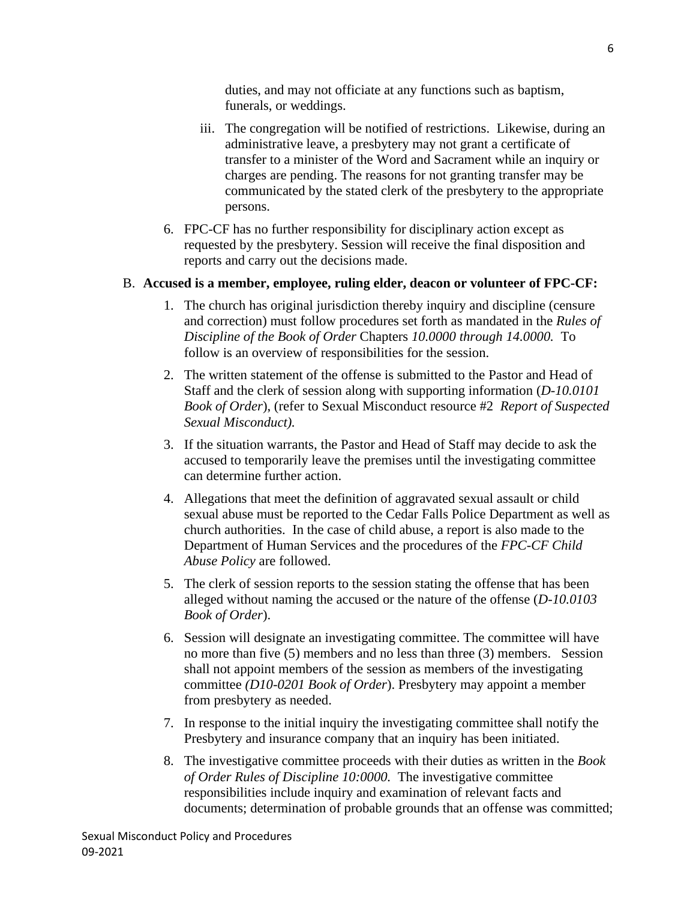duties, and may not officiate at any functions such as baptism, funerals, or weddings.

iii. The congregation will be notified of restrictions. Likewise, during an administrative leave, a presbytery may not grant a certificate of transfer to a minister of the Word and Sacrament while an inquiry or charges are pending. The reasons for not granting transfer may be communicated by the stated clerk of the presbytery to the appropriate persons.

6. FPC-CF has no further responsibility for disciplinary action except as requested by the presbytery. Session will receive the final disposition and reports and carry out the decisions made.

B. **Accused is a member, employee, ruling elder, deacon or volunteer of FPC-CF:**

1. The church has original jurisdiction thereby inquiry and discipline (censure and correction) must follow procedures set forth as mandated in the *Rules of Discipline of the Book of Order* Chapters *10.0000 through 14.0000.* To follow is an overview of responsibilities for the session.

2. The written statement of the offense is submitted to the Pastor and Head of Staff and the clerk of session along with supporting information (*D-10.0101 Book of Order*), (refer to Sexual Misconduct resource #2 *Report of Suspected Sexual Misconduct).*

3. If the situation warrants, the Pastor and Head of Staff may decide to ask the accused to temporarily leave the premises until the investigating committee can determine further action.

4. Allegations that meet the definition of aggravated sexual assault or child sexual abuse must be reported to the Cedar Falls Police Department as well as church authorities. In the case of child abuse, a report is also made to the Department of Human Services and the procedures of the *FPC-CF Child Abuse Policy* are followed.

5. The clerk of session reports to the session stating the offense that has been alleged without naming the accused or the nature of the offense (*D-10.0103 Book of Order*).

6. Session will designate an investigating committee. The committee will have no more than five (5) members and no less than three (3) members. Session shall not appoint members of the session as members of the investigating committee *(D10-0201 Book of Order*). Presbytery may appoint a member from presbytery as needed.

7. In response to the initial inquiry the investigating committee shall notify the Presbytery and insurance company that an inquiry has been initiated.

8. The investigative committee proceeds with their duties as written in the *Book of Order Rules of Discipline 10:0000.* The investigative committee responsibilities include inquiry and examination of relevant facts and documents; determination of probable grounds that an offense was committed;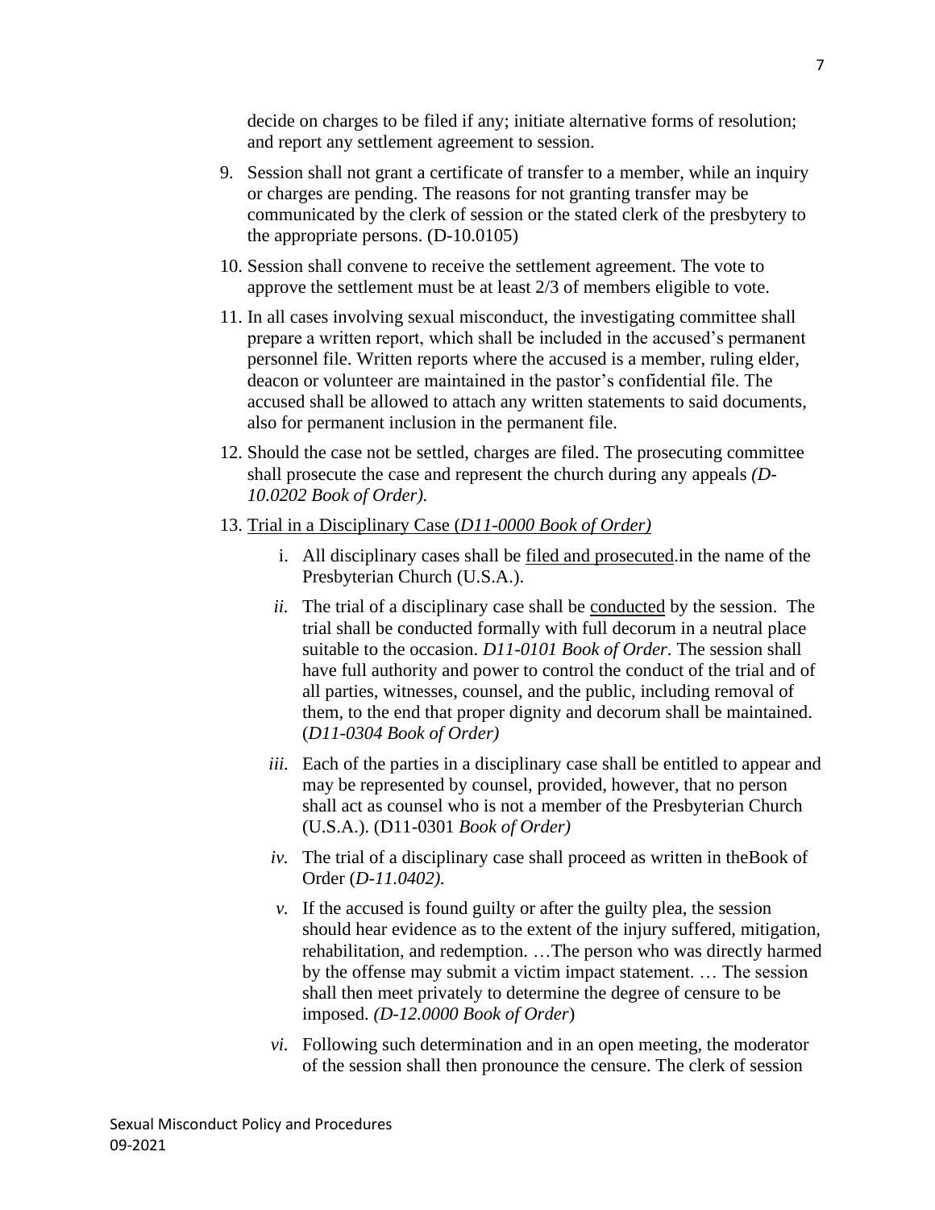decide on charges to be filed if any; initiate alternative forms of resolution; and report any settlement agreement to session.

9. Session shall not grant a certificate of transfer to a member, while an inquiry or charges are pending. The reasons for not granting transfer may be communicated by the clerk of session or the stated clerk of the presbytery to the appropriate persons. (D-10.0105)
10. Session shall convene to receive the settlement agreement. The vote to approve the settlement must be at least 2/3 of members eligible to vote.
11. In all cases involving sexual misconduct, the investigating committee shall prepare a written report, which shall be included in the accused's permanent personnel file. Written reports where the accused is a member, ruling elder, deacon or volunteer are maintained in the pastor's confidential file. The accused shall be allowed to attach any written statements to said documents, also for permanent inclusion in the permanent file.
12. Should the case not be settled, charges are filed. The prosecuting committee shall prosecute the case and represent the church during any appeals *(D-10.0202 Book of Order).*
13. <u>Trial in a Disciplinary Case (*D11-0000 Book of Order)*</u>
    i. All disciplinary cases shall be <u>filed and prosecuted</u>.in the name of the Presbyterian Church (U.S.A.).
    *ii.* The trial of a disciplinary case shall be <u>conducted</u> by the session. The trial shall be conducted formally with full decorum in a neutral place suitable to the occasion. *D11-0101 Book of Order.* The session shall have full authority and power to control the conduct of the trial and of all parties, witnesses, counsel, and the public, including removal of them, to the end that proper dignity and decorum shall be maintained. (*D11-0304 Book of Order)*
    *iii.* Each of the parties in a disciplinary case shall be entitled to appear and may be represented by counsel, provided, however, that no person shall act as counsel who is not a member of the Presbyterian Church (U.S.A.). (D11-0301 *Book of Order)*
    *iv.* The trial of a disciplinary case shall proceed as written in theBook of Order (*D-11.0402).*
    *v.* If the accused is found guilty or after the guilty plea, the session should hear evidence as to the extent of the injury suffered, mitigation, rehabilitation, and redemption. …The person who was directly harmed by the offense may submit a victim impact statement. … The session shall then meet privately to determine the degree of censure to be imposed. *(D-12.0000 Book of Order*)
    *vi.* Following such determination and in an open meeting, the moderator of the session shall then pronounce the censure. The clerk of session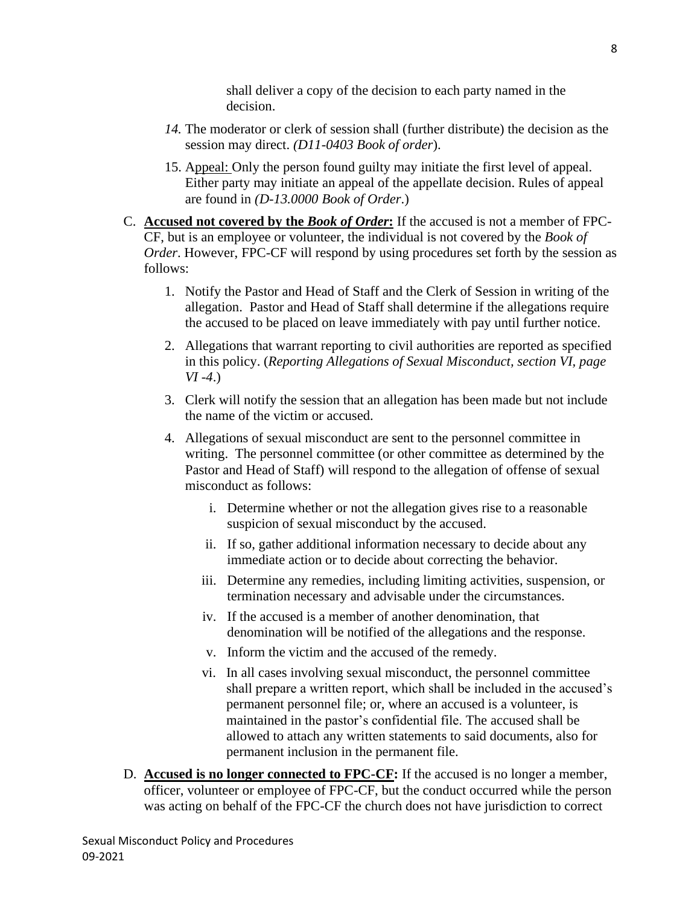shall deliver a copy of the decision to each party named in the decision.

14. The moderator or clerk of session shall (further distribute) the decision as the session may direct. *(D11-0403 Book of order*).

15. Appeal: Only the person found guilty may initiate the first level of appeal. Either party may initiate an appeal of the appellate decision. Rules of appeal are found in *(D-13.0000 Book of Order*.)

C. **Accused not covered by the *Book of Order*:** If the accused is not a member of FPC-CF, but is an employee or volunteer, the individual is not covered by the *Book of Order*. However, FPC-CF will respond by using procedures set forth by the session as follows:

   1. Notify the Pastor and Head of Staff and the Clerk of Session in writing of the allegation. Pastor and Head of Staff shall determine if the allegations require the accused to be placed on leave immediately with pay until further notice.

   2. Allegations that warrant reporting to civil authorities are reported as specified in this policy. (*Reporting Allegations of Sexual Misconduct, section VI, page VI -4*.)

   3. Clerk will notify the session that an allegation has been made but not include the name of the victim or accused.

   4. Allegations of sexual misconduct are sent to the personnel committee in writing. The personnel committee (or other committee as determined by the Pastor and Head of Staff) will respond to the allegation of offense of sexual misconduct as follows:

      i. Determine whether or not the allegation gives rise to a reasonable suspicion of sexual misconduct by the accused.

      ii. If so, gather additional information necessary to decide about any immediate action or to decide about correcting the behavior.

      iii. Determine any remedies, including limiting activities, suspension, or termination necessary and advisable under the circumstances.

      iv. If the accused is a member of another denomination, that denomination will be notified of the allegations and the response.

      v. Inform the victim and the accused of the remedy.

      vi. In all cases involving sexual misconduct, the personnel committee shall prepare a written report, which shall be included in the accused's permanent personnel file; or, where an accused is a volunteer, is maintained in the pastor's confidential file. The accused shall be allowed to attach any written statements to said documents, also for permanent inclusion in the permanent file.

D. **Accused is no longer connected to FPC-CF:** If the accused is no longer a member, officer, volunteer or employee of FPC-CF, but the conduct occurred while the person was acting on behalf of the FPC-CF the church does not have jurisdiction to correct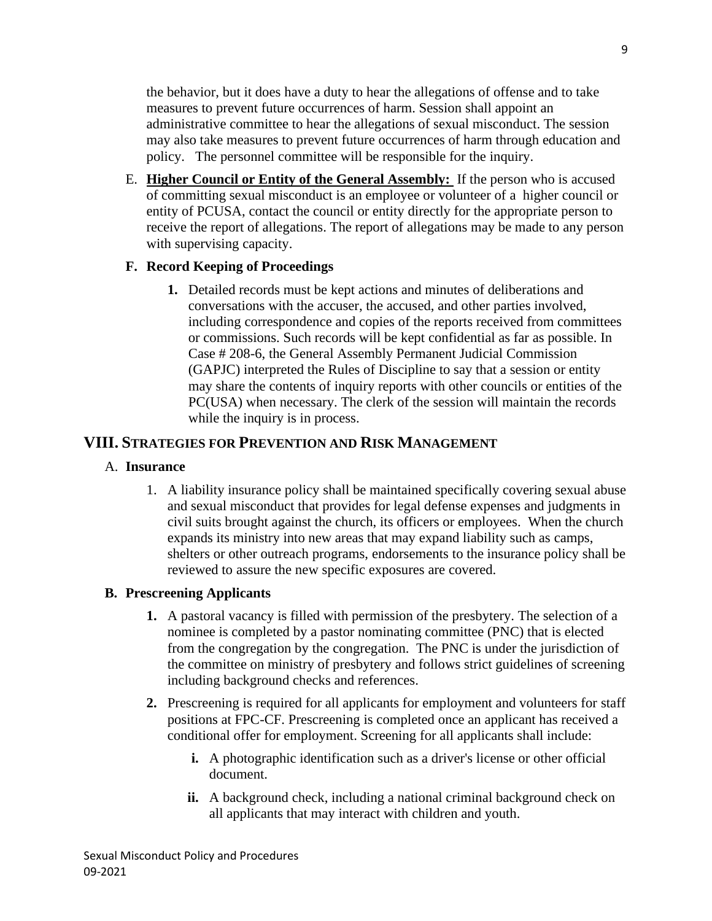the behavior, but it does have a duty to hear the allegations of offense and to take measures to prevent future occurrences of harm. Session shall appoint an administrative committee to hear the allegations of sexual misconduct. The session may also take measures to prevent future occurrences of harm through education and policy. The personnel committee will be responsible for the inquiry.

E. **Higher Council or Entity of the General Assembly:** If the person who is accused of committing sexual misconduct is an employee or volunteer of a higher council or entity of PCUSA, contact the council or entity directly for the appropriate person to receive the report of allegations. The report of allegations may be made to any person with supervising capacity.

**F. Record Keeping of Proceedings**

1. Detailed records must be kept actions and minutes of deliberations and conversations with the accuser, the accused, and other parties involved, including correspondence and copies of the reports received from committees or commissions. Such records will be kept confidential as far as possible. In Case # 208-6, the General Assembly Permanent Judicial Commission (GAPJC) interpreted the Rules of Discipline to say that a session or entity may share the contents of inquiry reports with other councils or entities of the PC(USA) when necessary. The clerk of the session will maintain the records while the inquiry is in process.

## VIII. Strategies for Prevention and Risk Management

A. **Insurance**

1. A liability insurance policy shall be maintained specifically covering sexual abuse and sexual misconduct that provides for legal defense expenses and judgments in civil suits brought against the church, its officers or employees. When the church expands its ministry into new areas that may expand liability such as camps, shelters or other outreach programs, endorsements to the insurance policy shall be reviewed to assure the new specific exposures are covered.

**B. Prescreening Applicants**

1. A pastoral vacancy is filled with permission of the presbytery. The selection of a nominee is completed by a pastor nominating committee (PNC) that is elected from the congregation by the congregation. The PNC is under the jurisdiction of the committee on ministry of presbytery and follows strict guidelines of screening including background checks and references.
2. Prescreening is required for all applicants for employment and volunteers for staff positions at FPC-CF. Prescreening is completed once an applicant has received a conditional offer for employment. Screening for all applicants shall include:
    - **i.** A photographic identification such as a driver's license or other official document.
    - **ii.** A background check, including a national criminal background check on all applicants that may interact with children and youth.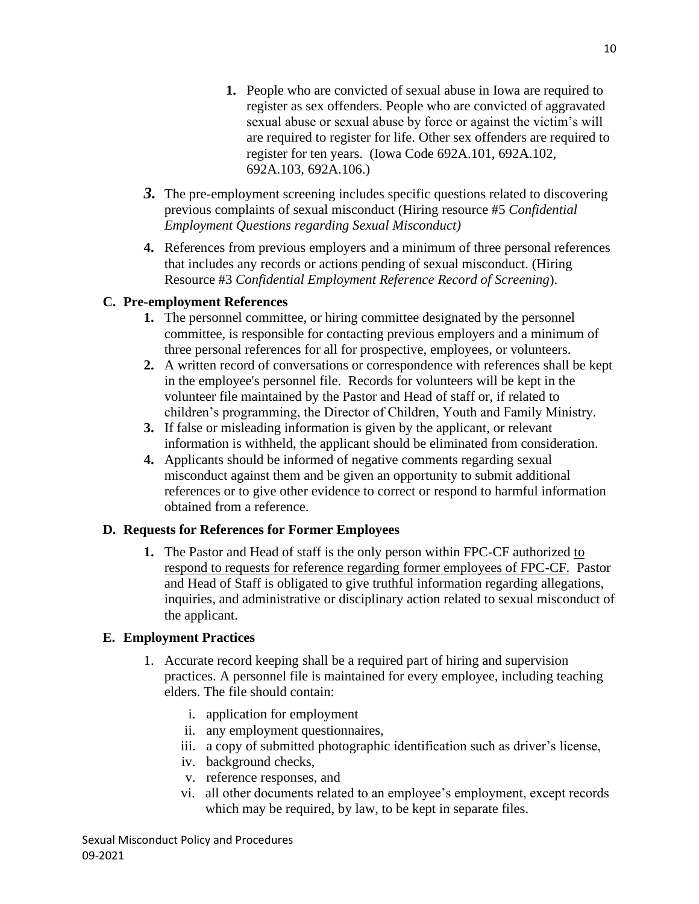1. People who are convicted of sexual abuse in Iowa are required to register as sex offenders. People who are convicted of aggravated sexual abuse or sexual abuse by force or against the victim's will are required to register for life. Other sex offenders are required to register for ten years. (Iowa Code 692A.101, 692A.102, 692A.103, 692A.106.)

**3.** The pre-employment screening includes specific questions related to discovering previous complaints of sexual misconduct (Hiring resource #5 *Confidential Employment Questions regarding Sexual Misconduct)*

**4.** References from previous employers and a minimum of three personal references that includes any records or actions pending of sexual misconduct. (Hiring Resource #3 *Confidential Employment Reference Record of Screening*).

### C. Pre-employment References

1. The personnel committee, or hiring committee designated by the personnel committee, is responsible for contacting previous employers and a minimum of three personal references for all for prospective, employees, or volunteers.
2. A written record of conversations or correspondence with references shall be kept in the employee's personnel file. Records for volunteers will be kept in the volunteer file maintained by the Pastor and Head of staff or, if related to children's programming, the Director of Children, Youth and Family Ministry.
3. If false or misleading information is given by the applicant, or relevant information is withheld, the applicant should be eliminated from consideration.
4. Applicants should be informed of negative comments regarding sexual misconduct against them and be given an opportunity to submit additional references or to give other evidence to correct or respond to harmful information obtained from a reference.

### D. Requests for References for Former Employees

1. The Pastor and Head of staff is the only person within FPC-CF authorized to respond to requests for reference regarding former employees of FPC-CF. Pastor and Head of Staff is obligated to give truthful information regarding allegations, inquiries, and administrative or disciplinary action related to sexual misconduct of the applicant.

### E. Employment Practices

1. Accurate record keeping shall be a required part of hiring and supervision practices. A personnel file is maintained for every employee, including teaching elders. The file should contain:
   - i. application for employment
   - ii. any employment questionnaires,
   - iii. a copy of submitted photographic identification such as driver's license,
   - iv. background checks,
   - v. reference responses, and
   - vi. all other documents related to an employee's employment, except records which may be required, by law, to be kept in separate files.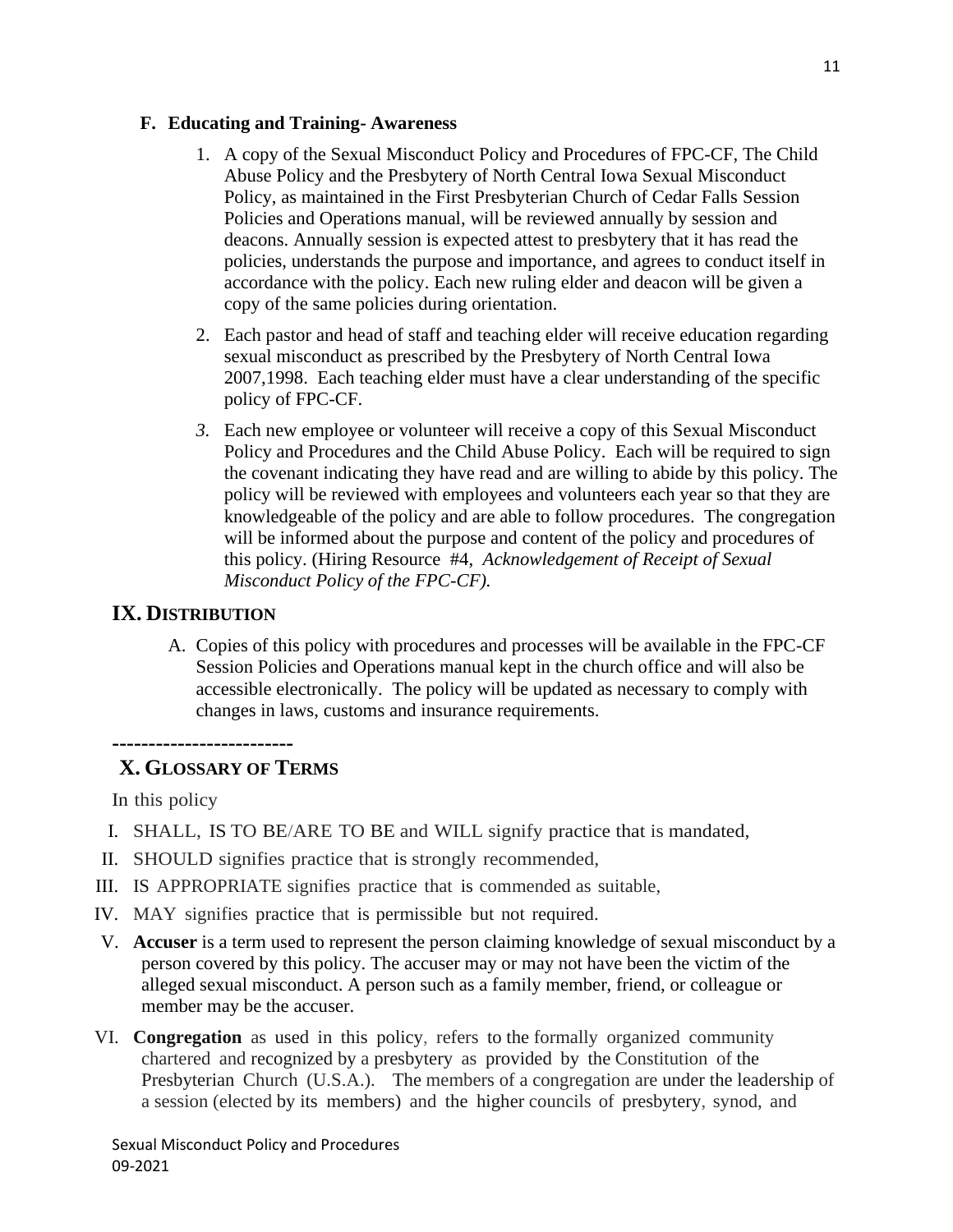### F. Educating and Training- Awareness

1. A copy of the Sexual Misconduct Policy and Procedures of FPC-CF, The Child Abuse Policy and the Presbytery of North Central Iowa Sexual Misconduct Policy, as maintained in the First Presbyterian Church of Cedar Falls Session Policies and Operations manual, will be reviewed annually by session and deacons. Annually session is expected attest to presbytery that it has read the policies, understands the purpose and importance, and agrees to conduct itself in accordance with the policy. Each new ruling elder and deacon will be given a copy of the same policies during orientation.
2. Each pastor and head of staff and teaching elder will receive education regarding sexual misconduct as prescribed by the Presbytery of North Central Iowa 2007,1998. Each teaching elder must have a clear understanding of the specific policy of FPC-CF.
3. Each new employee or volunteer will receive a copy of this Sexual Misconduct Policy and Procedures and the Child Abuse Policy. Each will be required to sign the covenant indicating they have read and are willing to abide by this policy. The policy will be reviewed with employees and volunteers each year so that they are knowledgeable of the policy and are able to follow procedures. The congregation will be informed about the purpose and content of the policy and procedures of this policy. (Hiring Resource #4, *Acknowledgement of Receipt of Sexual Misconduct Policy of the FPC-CF).*

## IX. Distribution

A. Copies of this policy with procedures and processes will be available in the FPC-CF Session Policies and Operations manual kept in the church office and will also be accessible electronically. The policy will be updated as necessary to comply with changes in laws, customs and insurance requirements.

**-------------------------**

## X. Glossary of Terms

In this policy

I. SHALL, IS TO BE/ARE TO BE and WILL signify practice that is mandated,

II. SHOULD signifies practice that is strongly recommended,

III. IS APPROPRIATE signifies practice that is commended as suitable,

IV. MAY signifies practice that is permissible but not required.

V. **Accuser** is a term used to represent the person claiming knowledge of sexual misconduct by a person covered by this policy. The accuser may or may not have been the victim of the alleged sexual misconduct. A person such as a family member, friend, or colleague or member may be the accuser.

VI. **Congregation** as used in this policy, refers to the formally organized community chartered and recognized by a presbytery as provided by the Constitution of the Presbyterian Church (U.S.A.). The members of a congregation are under the leadership of a session (elected by its members) and the higher councils of presbytery, synod, and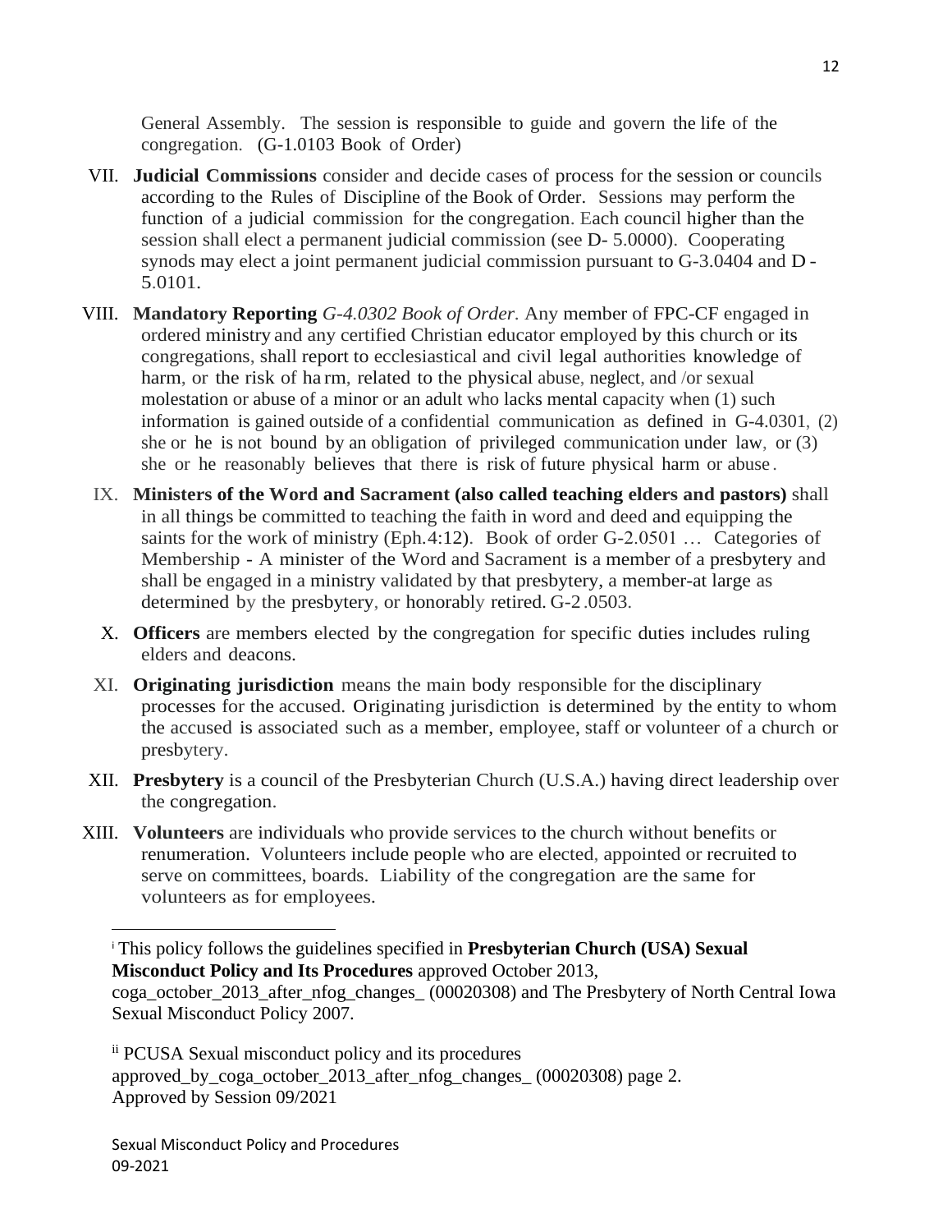General Assembly. The session is responsible to guide and govern the life of the congregation. (G-1.0103 Book of Order)

VII. **Judicial Commissions** consider and decide cases of process for the session or councils according to the Rules of Discipline of the Book of Order. Sessions may perform the function of a judicial commission for the congregation. Each council higher than the session shall elect a permanent judicial commission (see D- 5.0000). Cooperating synods may elect a joint permanent judicial commission pursuant to G-3.0404 and D - 5.0101.

VIII. **Mandatory Reporting** *G-4.0302 Book of Order*. Any member of FPC-CF engaged in ordered ministry and any certified Christian educator employed by this church or its congregations, shall report to ecclesiastical and civil legal authorities knowledge of harm, or the risk of ha rm, related to the physical abuse, neglect, and /or sexual molestation or abuse of a minor or an adult who lacks mental capacity when (1) such information is gained outside of a confidential communication as defined in G-4.0301, (2) she or he is not bound by an obligation of privileged communication under law, or (3) she or he reasonably believes that there is risk of future physical harm or abuse.

IX. **Ministers of the Word and Sacrament (also called teaching elders and pastors)** shall in all things be committed to teaching the faith in word and deed and equipping the saints for the work of ministry (Eph.4:12). Book of order G-2.0501 … Categories of Membership - A minister of the Word and Sacrament is a member of a presbytery and shall be engaged in a ministry validated by that presbytery, a member-at large as determined by the presbytery, or honorably retired. G-2 .0503.

X. **Officers** are members elected by the congregation for specific duties includes ruling elders and deacons.

XI. **Originating jurisdiction** means the main body responsible for the disciplinary processes for the accused. Originating jurisdiction is determined by the entity to whom the accused is associated such as a member, employee, staff or volunteer of a church or presbytery.

XII. **Presbytery** is a council of the Presbyterian Church (U.S.A.) having direct leadership over the congregation.

XIII. **Volunteers** are individuals who provide services to the church without benefits or renumeration. Volunteers include people who are elected, appointed or recruited to serve on committees, boards. Liability of the congregation are the same for volunteers as for employees.

---

[i] This policy follows the guidelines specified in **Presbyterian Church (USA) Sexual Misconduct Policy and Its Procedures** approved October 2013, coga_october_2013_after_nfog_changes_ (00020308) and The Presbytery of North Central Iowa Sexual Misconduct Policy 2007.

[ii] PCUSA Sexual misconduct policy and its procedures approved_by_coga_october_2013_after_nfog_changes_ (00020308) page 2.
Approved by Session 09/2021